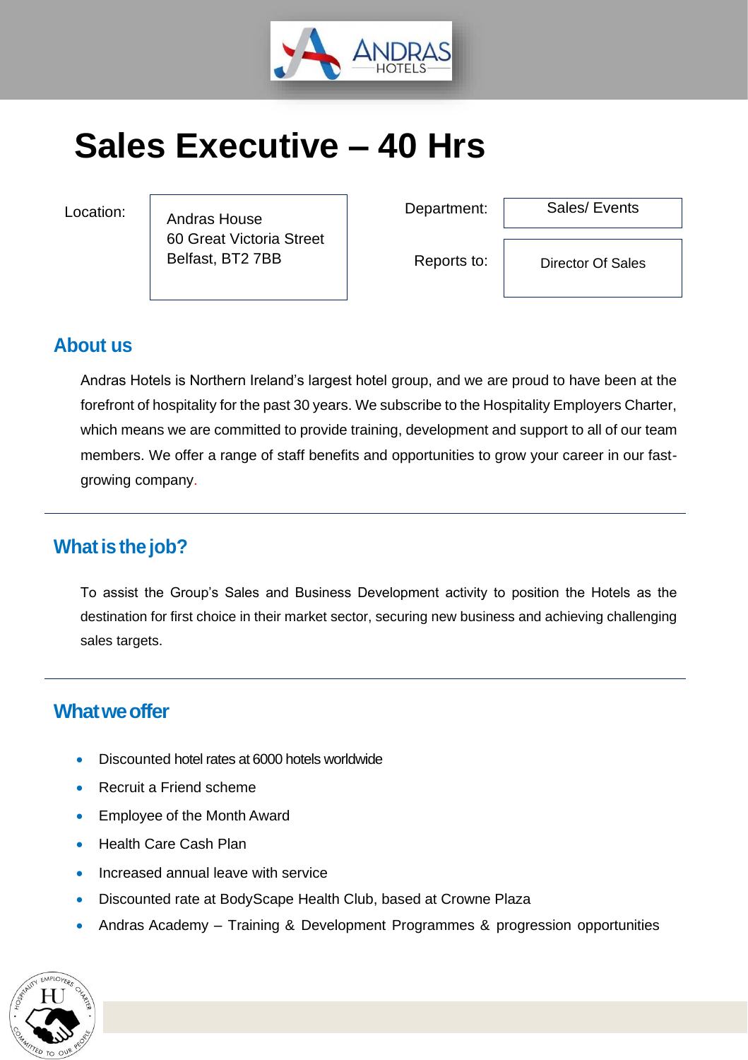# Sales Executive – 40 Hrs

| Location: | Andras House<br>60 Great Victoria Street<br>Belfast, BT2 7BB | Department: | Sales/ Events |
|---|---|---|---|
| | | Reports to: | Director Of Sales |

## About us

Andras Hotels is Northern Ireland's largest hotel group, and we are proud to have been at the forefront of hospitality for the past 30 years. We subscribe to the Hospitality Employers Charter, which means we are committed to provide training, development and support to all of our team members. We offer a range of staff benefits and opportunities to grow your career in our fast-growing company.

## What is the job?

To assist the Group's Sales and Business Development activity to position the Hotels as the destination for first choice in their market sector, securing new business and achieving challenging sales targets.

## What we offer

- Discounted hotel rates at 6000 hotels worldwide
- Recruit a Friend scheme
- Employee of the Month Award
- Health Care Cash Plan
- Increased annual leave with service
- Discounted rate at BodyScape Health Club, based at Crowne Plaza
- Andras Academy – Training & Development Programmes & progression opportunities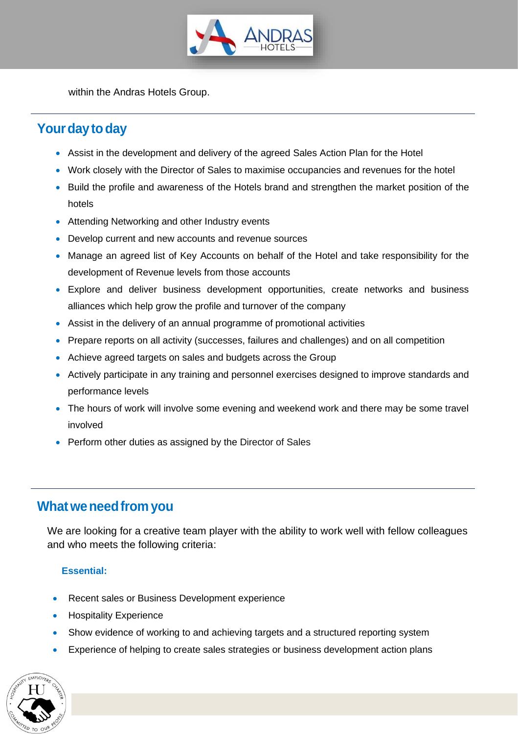within the Andras Hotels Group.

## Your day to day

- Assist in the development and delivery of the agreed Sales Action Plan for the Hotel
- Work closely with the Director of Sales to maximise occupancies and revenues for the hotel
- Build the profile and awareness of the Hotels brand and strengthen the market position of the hotels
- Attending Networking and other Industry events
- Develop current and new accounts and revenue sources
- Manage an agreed list of Key Accounts on behalf of the Hotel and take responsibility for the development of Revenue levels from those accounts
- Explore and deliver business development opportunities, create networks and business alliances which help grow the profile and turnover of the company
- Assist in the delivery of an annual programme of promotional activities
- Prepare reports on all activity (successes, failures and challenges) and on all competition
- Achieve agreed targets on sales and budgets across the Group
- Actively participate in any training and personnel exercises designed to improve standards and performance levels
- The hours of work will involve some evening and weekend work and there may be some travel involved
- Perform other duties as assigned by the Director of Sales

## What we need from you

We are looking for a creative team player with the ability to work well with fellow colleagues and who meets the following criteria:

**Essential:**

- Recent sales or Business Development experience
- Hospitality Experience
- Show evidence of working to and achieving targets and a structured reporting system
- Experience of helping to create sales strategies or business development action plans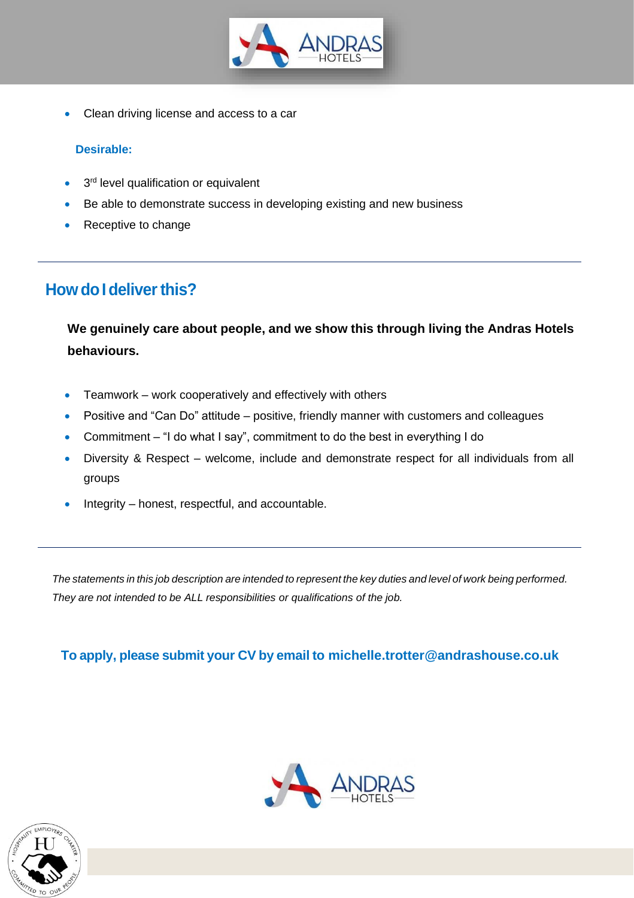- Clean driving license and access to a car

**Desirable:**

- 3rd level qualification or equivalent
- Be able to demonstrate success in developing existing and new business
- Receptive to change

## How do I deliver this?

**We genuinely care about people, and we show this through living the Andras Hotels behaviours.**

- Teamwork – work cooperatively and effectively with others
- Positive and "Can Do" attitude – positive, friendly manner with customers and colleagues
- Commitment – "I do what I say", commitment to do the best in everything I do
- Diversity & Respect – welcome, include and demonstrate respect for all individuals from all groups
- Integrity – honest, respectful, and accountable.

*The statements in this job description are intended to represent the key duties and level of work being performed. They are not intended to be ALL responsibilities or qualifications of the job.*

**To apply, please submit your CV by email to michelle.trotter@andrashouse.co.uk**